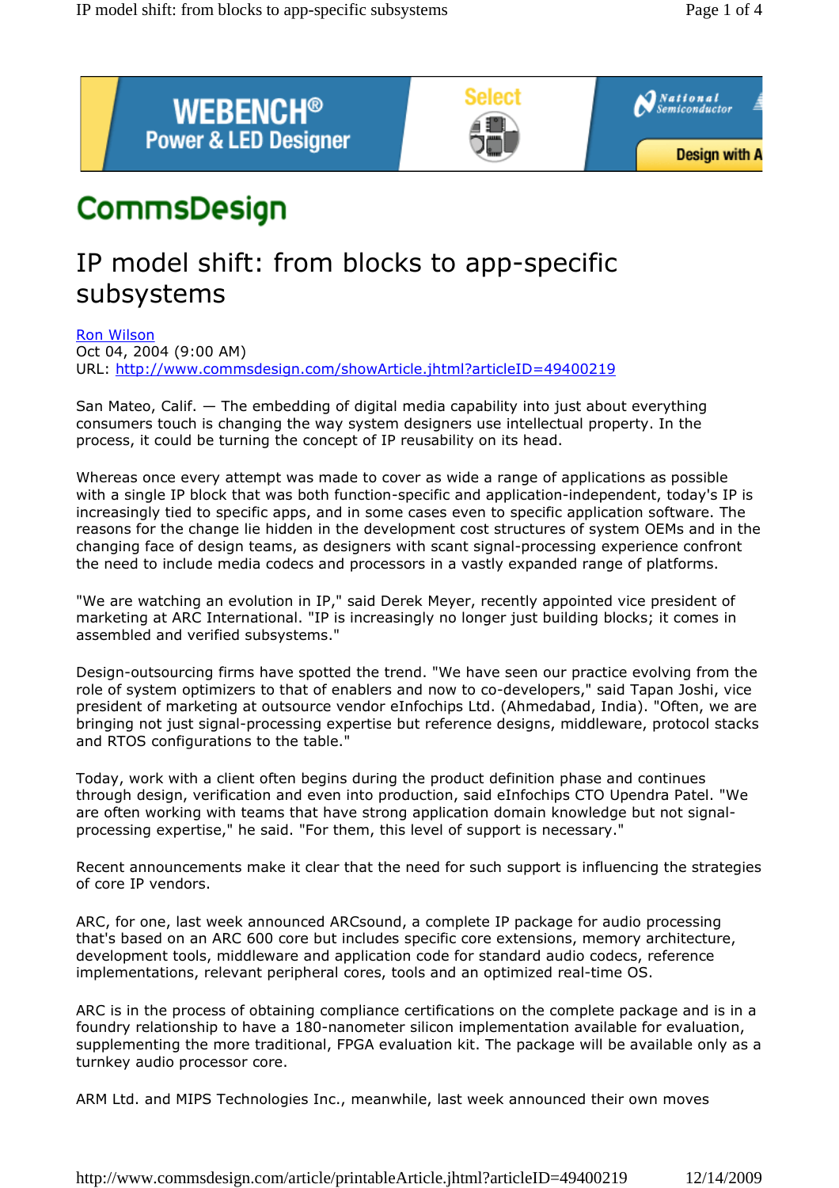# CommsDesign

## IP model shift: from blocks to app-specific subsystems

Ron Wilson
Oct 04, 2004 (9:00 AM)
URL: http://www.commsdesign.com/showArticle.jhtml?articleID=49400219

San Mateo, Calif. — The embedding of digital media capability into just about everything consumers touch is changing the way system designers use intellectual property. In the process, it could be turning the concept of IP reusability on its head.

Whereas once every attempt was made to cover as wide a range of applications as possible with a single IP block that was both function-specific and application-independent, today's IP is increasingly tied to specific apps, and in some cases even to specific application software. The reasons for the change lie hidden in the development cost structures of system OEMs and in the changing face of design teams, as designers with scant signal-processing experience confront the need to include media codecs and processors in a vastly expanded range of platforms.

"We are watching an evolution in IP," said Derek Meyer, recently appointed vice president of marketing at ARC International. "IP is increasingly no longer just building blocks; it comes in assembled and verified subsystems."

Design-outsourcing firms have spotted the trend. "We have seen our practice evolving from the role of system optimizers to that of enablers and now to co-developers," said Tapan Joshi, vice president of marketing at outsource vendor eInfochips Ltd. (Ahmedabad, India). "Often, we are bringing not just signal-processing expertise but reference designs, middleware, protocol stacks and RTOS configurations to the table."

Today, work with a client often begins during the product definition phase and continues through design, verification and even into production, said eInfochips CTO Upendra Patel. "We are often working with teams that have strong application domain knowledge but not signal-processing expertise," he said. "For them, this level of support is necessary."

Recent announcements make it clear that the need for such support is influencing the strategies of core IP vendors.

ARC, for one, last week announced ARCsound, a complete IP package for audio processing that's based on an ARC 600 core but includes specific core extensions, memory architecture, development tools, middleware and application code for standard audio codecs, reference implementations, relevant peripheral cores, tools and an optimized real-time OS.

ARC is in the process of obtaining compliance certifications on the complete package and is in a foundry relationship to have a 180-nanometer silicon implementation available for evaluation, supplementing the more traditional, FPGA evaluation kit. The package will be available only as a turnkey audio processor core.

ARM Ltd. and MIPS Technologies Inc., meanwhile, last week announced their own moves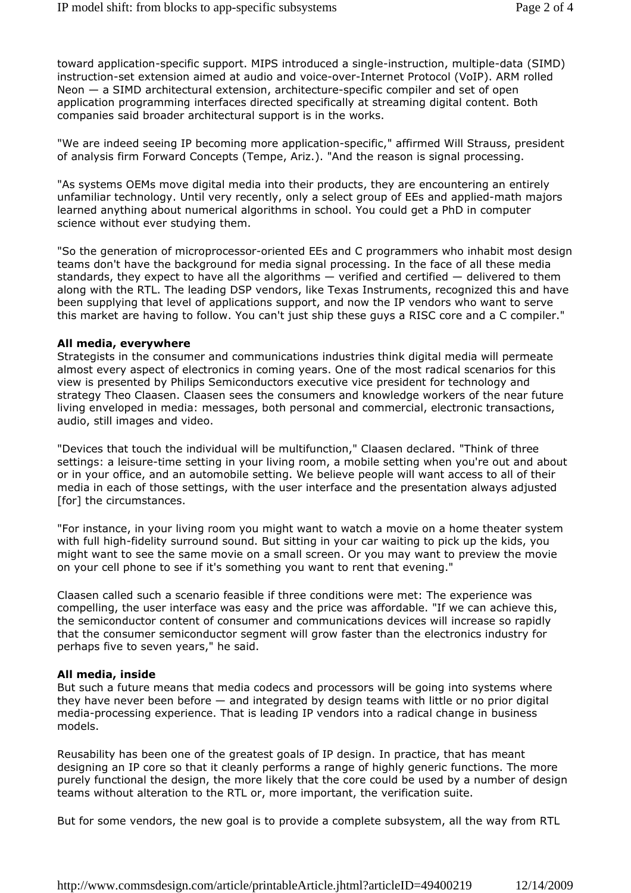toward application-specific support. MIPS introduced a single-instruction, multiple-data (SIMD) instruction-set extension aimed at audio and voice-over-Internet Protocol (VoIP). ARM rolled Neon — a SIMD architectural extension, architecture-specific compiler and set of open application programming interfaces directed specifically at streaming digital content. Both companies said broader architectural support is in the works.

"We are indeed seeing IP becoming more application-specific," affirmed Will Strauss, president of analysis firm Forward Concepts (Tempe, Ariz.). "And the reason is signal processing.

"As systems OEMs move digital media into their products, they are encountering an entirely unfamiliar technology. Until very recently, only a select group of EEs and applied-math majors learned anything about numerical algorithms in school. You could get a PhD in computer science without ever studying them.

"So the generation of microprocessor-oriented EEs and C programmers who inhabit most design teams don't have the background for media signal processing. In the face of all these media standards, they expect to have all the algorithms — verified and certified — delivered to them along with the RTL. The leading DSP vendors, like Texas Instruments, recognized this and have been supplying that level of applications support, and now the IP vendors who want to serve this market are having to follow. You can't just ship these guys a RISC core and a C compiler."

**All media, everywhere**

Strategists in the consumer and communications industries think digital media will permeate almost every aspect of electronics in coming years. One of the most radical scenarios for this view is presented by Philips Semiconductors executive vice president for technology and strategy Theo Claasen. Claasen sees the consumers and knowledge workers of the near future living enveloped in media: messages, both personal and commercial, electronic transactions, audio, still images and video.

"Devices that touch the individual will be multifunction," Claasen declared. "Think of three settings: a leisure-time setting in your living room, a mobile setting when you're out and about or in your office, and an automobile setting. We believe people will want access to all of their media in each of those settings, with the user interface and the presentation always adjusted [for] the circumstances.

"For instance, in your living room you might want to watch a movie on a home theater system with full high-fidelity surround sound. But sitting in your car waiting to pick up the kids, you might want to see the same movie on a small screen. Or you may want to preview the movie on your cell phone to see if it's something you want to rent that evening."

Claasen called such a scenario feasible if three conditions were met: The experience was compelling, the user interface was easy and the price was affordable. "If we can achieve this, the semiconductor content of consumer and communications devices will increase so rapidly that the consumer semiconductor segment will grow faster than the electronics industry for perhaps five to seven years," he said.

**All media, inside**

But such a future means that media codecs and processors will be going into systems where they have never been before — and integrated by design teams with little or no prior digital media-processing experience. That is leading IP vendors into a radical change in business models.

Reusability has been one of the greatest goals of IP design. In practice, that has meant designing an IP core so that it cleanly performs a range of highly generic functions. The more purely functional the design, the more likely that the core could be used by a number of design teams without alteration to the RTL or, more important, the verification suite.

But for some vendors, the new goal is to provide a complete subsystem, all the way from RTL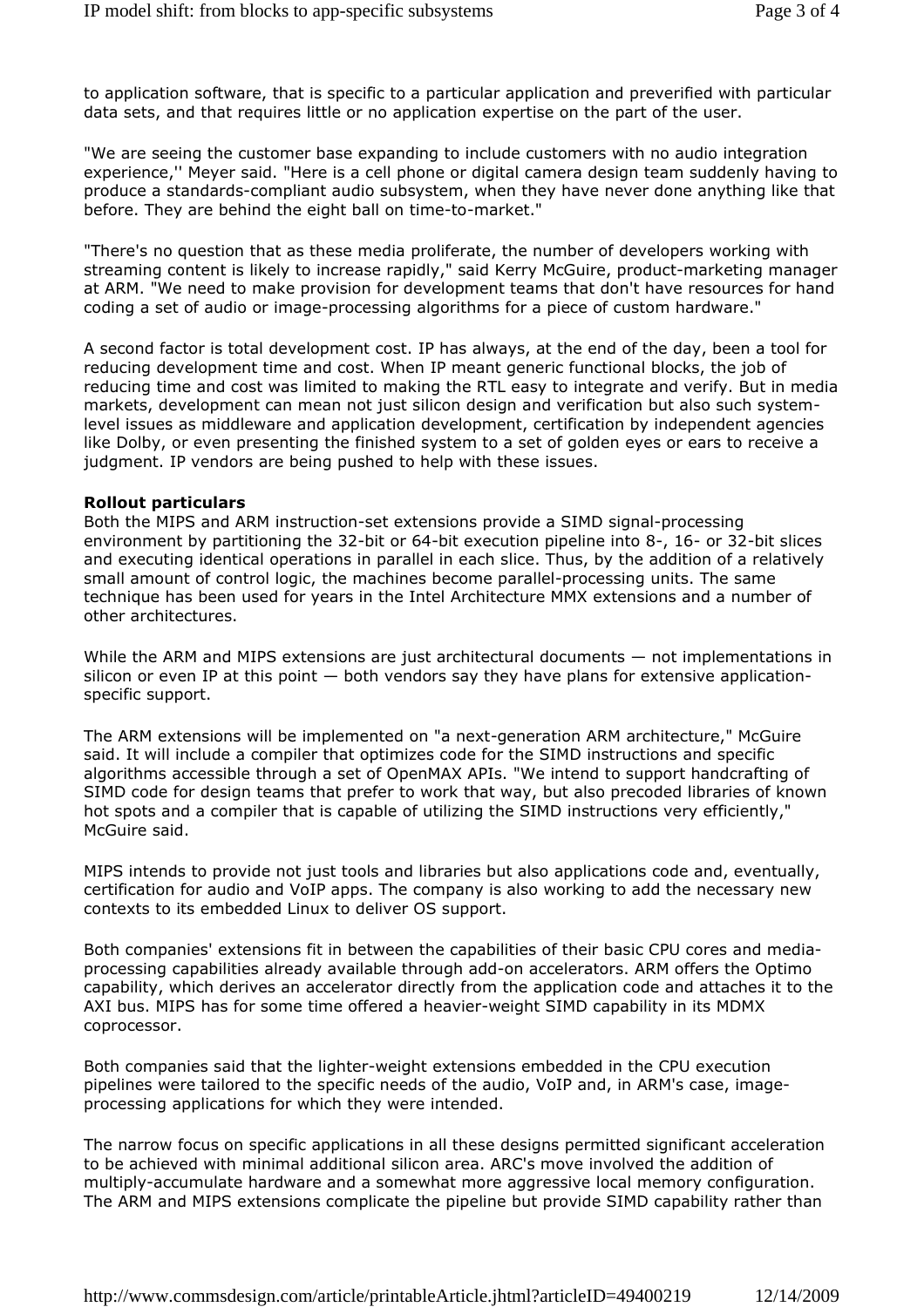to application software, that is specific to a particular application and preverified with particular data sets, and that requires little or no application expertise on the part of the user.

"We are seeing the customer base expanding to include customers with no audio integration experience,'' Meyer said. "Here is a cell phone or digital camera design team suddenly having to produce a standards-compliant audio subsystem, when they have never done anything like that before. They are behind the eight ball on time-to-market."

"There's no question that as these media proliferate, the number of developers working with streaming content is likely to increase rapidly," said Kerry McGuire, product-marketing manager at ARM. "We need to make provision for development teams that don't have resources for hand coding a set of audio or image-processing algorithms for a piece of custom hardware."

A second factor is total development cost. IP has always, at the end of the day, been a tool for reducing development time and cost. When IP meant generic functional blocks, the job of reducing time and cost was limited to making the RTL easy to integrate and verify. But in media markets, development can mean not just silicon design and verification but also such system-level issues as middleware and application development, certification by independent agencies like Dolby, or even presenting the finished system to a set of golden eyes or ears to receive a judgment. IP vendors are being pushed to help with these issues.

**Rollout particulars**

Both the MIPS and ARM instruction-set extensions provide a SIMD signal-processing environment by partitioning the 32-bit or 64-bit execution pipeline into 8-, 16- or 32-bit slices and executing identical operations in parallel in each slice. Thus, by the addition of a relatively small amount of control logic, the machines become parallel-processing units. The same technique has been used for years in the Intel Architecture MMX extensions and a number of other architectures.

While the ARM and MIPS extensions are just architectural documents — not implementations in silicon or even IP at this point — both vendors say they have plans for extensive application-specific support.

The ARM extensions will be implemented on "a next-generation ARM architecture," McGuire said. It will include a compiler that optimizes code for the SIMD instructions and specific algorithms accessible through a set of OpenMAX APIs. "We intend to support handcrafting of SIMD code for design teams that prefer to work that way, but also precoded libraries of known hot spots and a compiler that is capable of utilizing the SIMD instructions very efficiently," McGuire said.

MIPS intends to provide not just tools and libraries but also applications code and, eventually, certification for audio and VoIP apps. The company is also working to add the necessary new contexts to its embedded Linux to deliver OS support.

Both companies' extensions fit in between the capabilities of their basic CPU cores and media-processing capabilities already available through add-on accelerators. ARM offers the Optimo capability, which derives an accelerator directly from the application code and attaches it to the AXI bus. MIPS has for some time offered a heavier-weight SIMD capability in its MDMX coprocessor.

Both companies said that the lighter-weight extensions embedded in the CPU execution pipelines were tailored to the specific needs of the audio, VoIP and, in ARM's case, image-processing applications for which they were intended.

The narrow focus on specific applications in all these designs permitted significant acceleration to be achieved with minimal additional silicon area. ARC's move involved the addition of multiply-accumulate hardware and a somewhat more aggressive local memory configuration. The ARM and MIPS extensions complicate the pipeline but provide SIMD capability rather than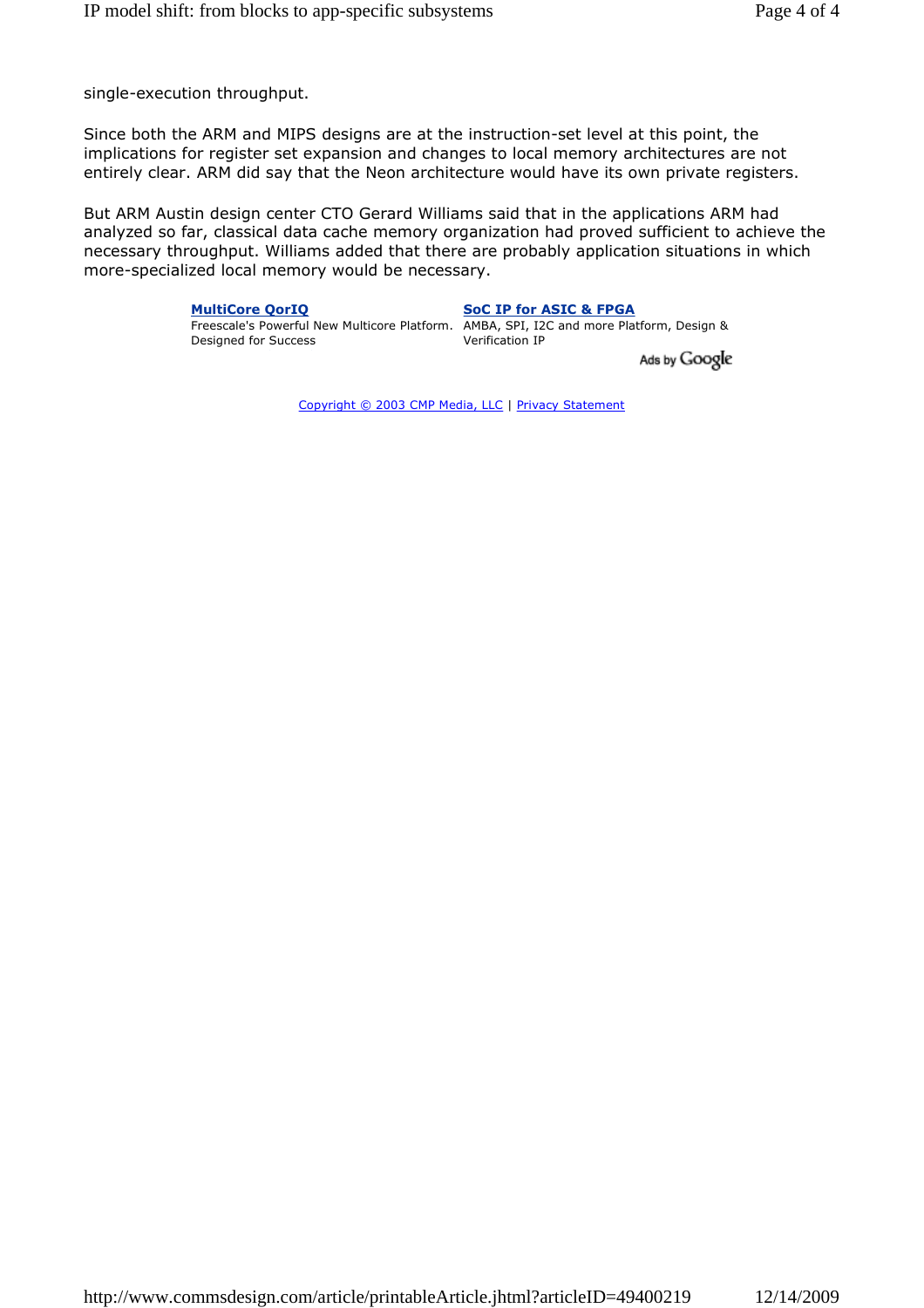single-execution throughput.

Since both the ARM and MIPS designs are at the instruction-set level at this point, the implications for register set expansion and changes to local memory architectures are not entirely clear. ARM did say that the Neon architecture would have its own private registers.

But ARM Austin design center CTO Gerard Williams said that in the applications ARM had analyzed so far, classical data cache memory organization had proved sufficient to achieve the necessary throughput. Williams added that there are probably application situations in which more-specialized local memory would be necessary.

**MultiCore QorIQ**
Freescale's Powerful New Multicore Platform. Designed for Success

**SoC IP for ASIC & FPGA**
AMBA, SPI, I2C and more Platform, Design & Verification IP

Ads by Google

Copyright © 2003 CMP Media, LLC | Privacy Statement